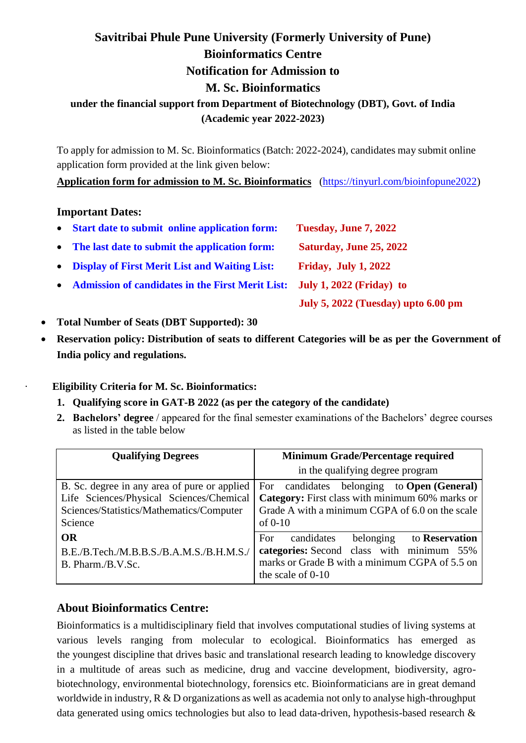# Savitribai Phule Pune University (Formerly University of Pune)

## Bioinformatics Centre

## Notification for Admission to

## M. Sc. Bioinformatics

**under the financial support from Department of Biotechnology (DBT), Govt. of India**

**(Academic year 2022-2023)**

To apply for admission to M. Sc. Bioinformatics (Batch: 2022-2024), candidates may submit online application form provided at the link given below:

**Application form for admission to M. Sc. Bioinformatics** (https://tinyurl.com/bioinfopune2022)

### Important Dates:

- **Start date to submit online application form:** **Tuesday, June 7, 2022**
- **The last date to submit the application form:** **Saturday, June 25, 2022**
- **Display of First Merit List and Waiting List:** **Friday, July 1, 2022**
- **Admission of candidates in the First Merit List:** **July 1, 2022 (Friday) to July 5, 2022 (Tuesday) upto 6.00 pm**

- **Total Number of Seats (DBT Supported): 30**
- **Reservation policy: Distribution of seats to different Categories will be as per the Government of India policy and regulations.**

**Eligibility Criteria for M. Sc. Bioinformatics:**

1. **Qualifying score in GAT-B 2022 (as per the category of the candidate)**
2. **Bachelors' degree** / appeared for the final semester examinations of the Bachelors' degree courses as listed in the table below

| **Qualifying Degrees** | **Minimum Grade/Percentage required** in the qualifying degree program |
|---|---|
| B. Sc. degree in any area of pure or applied Life Sciences/Physical Sciences/Chemical Sciences/Statistics/Mathematics/Computer Science<br>**OR**<br>B.E./B.Tech./M.B.B.S./B.A.M.S./B.H.M.S./ B. Pharm./B.V.Sc. | For candidates belonging to **Open (General) Category:** First class with minimum 60% marks or Grade A with a minimum CGPA of 6.0 on the scale of 0-10 |
| | For candidates belonging to **Reservation categories:** Second class with minimum 55% marks or Grade B with a minimum CGPA of 5.5 on the scale of 0-10 |

### About Bioinformatics Centre:

Bioinformatics is a multidisciplinary field that involves computational studies of living systems at various levels ranging from molecular to ecological. Bioinformatics has emerged as the youngest discipline that drives basic and translational research leading to knowledge discovery in a multitude of areas such as medicine, drug and vaccine development, biodiversity, agro-biotechnology, environmental biotechnology, forensics etc. Bioinformaticians are in great demand worldwide in industry, R & D organizations as well as academia not only to analyse high-throughput data generated using omics technologies but also to lead data-driven, hypothesis-based research &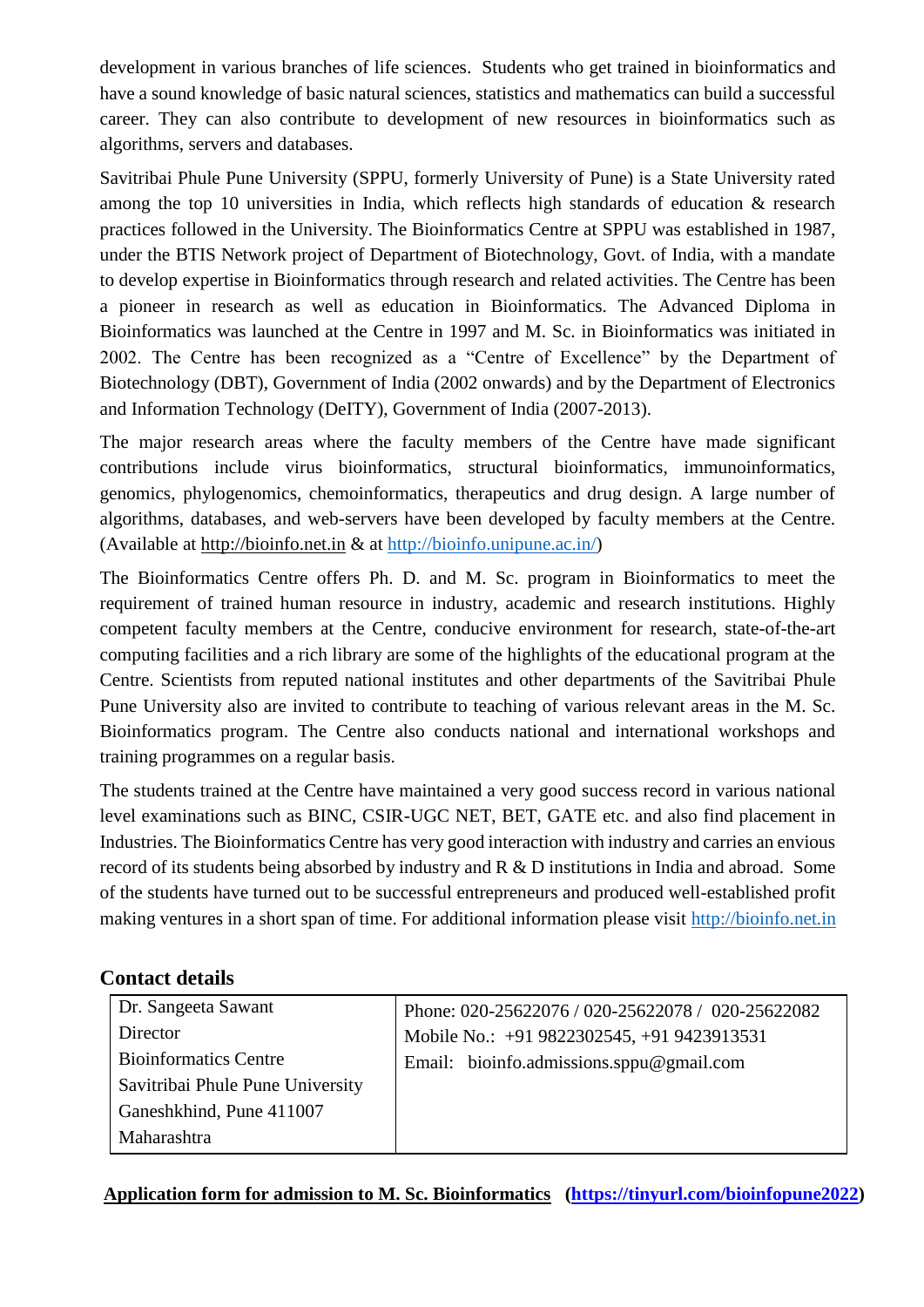development in various branches of life sciences. Students who get trained in bioinformatics and have a sound knowledge of basic natural sciences, statistics and mathematics can build a successful career. They can also contribute to development of new resources in bioinformatics such as algorithms, servers and databases.

Savitribai Phule Pune University (SPPU, formerly University of Pune) is a State University rated among the top 10 universities in India, which reflects high standards of education & research practices followed in the University. The Bioinformatics Centre at SPPU was established in 1987, under the BTIS Network project of Department of Biotechnology, Govt. of India, with a mandate to develop expertise in Bioinformatics through research and related activities. The Centre has been a pioneer in research as well as education in Bioinformatics. The Advanced Diploma in Bioinformatics was launched at the Centre in 1997 and M. Sc. in Bioinformatics was initiated in 2002. The Centre has been recognized as a "Centre of Excellence" by the Department of Biotechnology (DBT), Government of India (2002 onwards) and by the Department of Electronics and Information Technology (DeITY), Government of India (2007-2013).

The major research areas where the faculty members of the Centre have made significant contributions include virus bioinformatics, structural bioinformatics, immunoinformatics, genomics, phylogenomics, chemoinformatics, therapeutics and drug design. A large number of algorithms, databases, and web-servers have been developed by faculty members at the Centre. (Available at http://bioinfo.net.in & at http://bioinfo.unipune.ac.in/)

The Bioinformatics Centre offers Ph. D. and M. Sc. program in Bioinformatics to meet the requirement of trained human resource in industry, academic and research institutions. Highly competent faculty members at the Centre, conducive environment for research, state-of-the-art computing facilities and a rich library are some of the highlights of the educational program at the Centre. Scientists from reputed national institutes and other departments of the Savitribai Phule Pune University also are invited to contribute to teaching of various relevant areas in the M. Sc. Bioinformatics program. The Centre also conducts national and international workshops and training programmes on a regular basis.

The students trained at the Centre have maintained a very good success record in various national level examinations such as BINC, CSIR-UGC NET, BET, GATE etc. and also find placement in Industries. The Bioinformatics Centre has very good interaction with industry and carries an envious record of its students being absorbed by industry and R & D institutions in India and abroad. Some of the students have turned out to be successful entrepreneurs and produced well-established profit making ventures in a short span of time. For additional information please visit http://bioinfo.net.in

## Contact details

| | |
|---|---|
| Dr. Sangeeta Sawant<br>Director<br>Bioinformatics Centre<br>Savitribai Phule Pune University<br>Ganeshkhind, Pune 411007<br>Maharashtra | Phone: 020-25622076 / 020-25622078 / 020-25622082<br>Mobile No.: +91 9822302545, +91 9423913531<br>Email: bioinfo.admissions.sppu@gmail.com |

**Application form for admission to M. Sc. Bioinformatics (https://tinyurl.com/bioinfopune2022)**